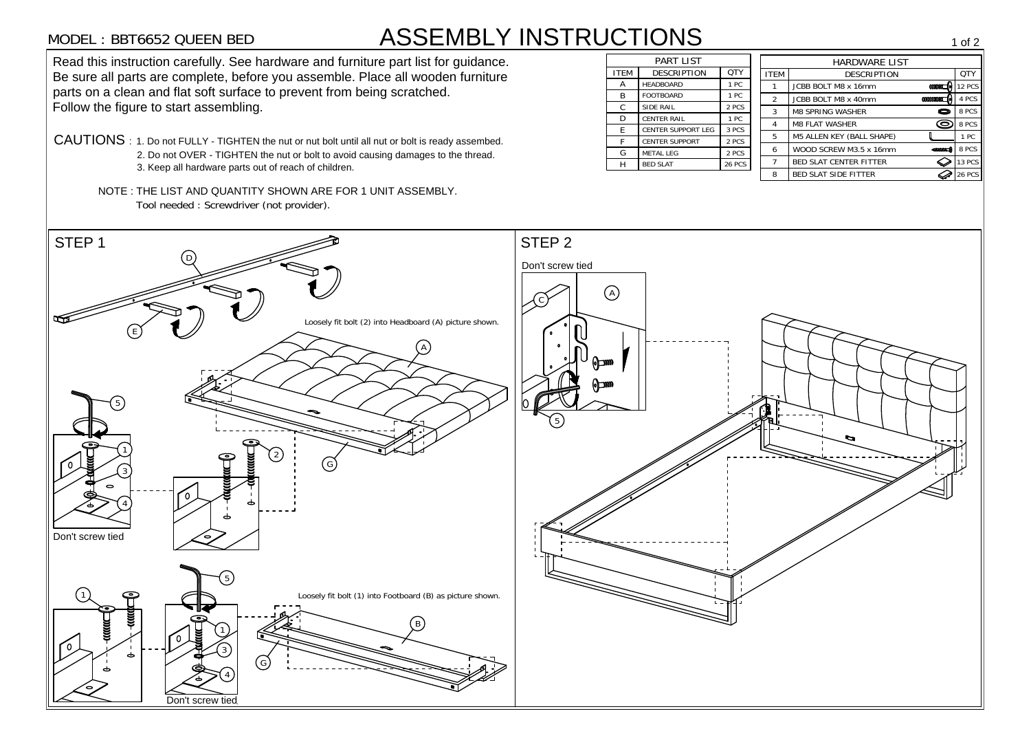# ASSEMBLY INSTRUCTIONS

MODEL : BBT6652 QUEEN BED

Read this instruction carefully. See hardware and furniture part list for guidance. Be sure all parts are complete, before you assemble. Place all wooden furniture parts on a clean and flat soft surface to prevent from being scratched. Follow the figure to start assembling.

CAUTIONS :
1. Do not FULLY - TIGHTEN the nut or nut bolt until all nut or bolt is ready assembed.
2. Do not OVER - TIGHTEN the nut or bolt to avoid causing damages to the thread.
3. Keep all hardware parts out of reach of children.

NOTE : THE LIST AND QUANTITY SHOWN ARE FOR 1 UNIT ASSEMBLY.
Tool needed : Screwdriver (not provider).

**PART LIST**

| ITEM | DESCRIPTION | QTY |
|---|---|---|
| A | HEADBOARD | 1 PC |
| B | FOOTBOARD | 1 PC |
| C | SIDE RAIL | 2 PCS |
| D | CENTER RAIL | 1 PC |
| E | CENTER SUPPORT LEG | 3 PCS |
| F | CENTER SUPPORT | 2 PCS |
| G | METAL LEG | 2 PCS |
| H | BED SLAT | 26 PCS |

**HARDWARE LIST**

| ITEM | DESCRIPTION | QTY |
|---|---|---|
| 1 | JCBB BOLT M8 x 16mm | 12 PCS |
| 2 | JCBB BOLT M8 x 40mm | 4 PCS |
| 3 | M8 SPRING WASHER | 8 PCS |
| 4 | M8 FLAT WASHER | 8 PCS |
| 5 | M5 ALLEN KEY (BALL SHAPE) | 1 PC |
| 6 | WOOD SCREW M3.5 x 16mm | 8 PCS |
| 7 | BED SLAT CENTER FITTER | 13 PCS |
| 8 | BED SLAT SIDE FITTER | 26 PCS |

## STEP 1

Loosely fit bolt (2) into Headboard (A) picture shown.

Don't screw tied

Loosely fit bolt (1) into Footboard (B) as picture shown.

Don't screw tied

## STEP 2

Don't screw tied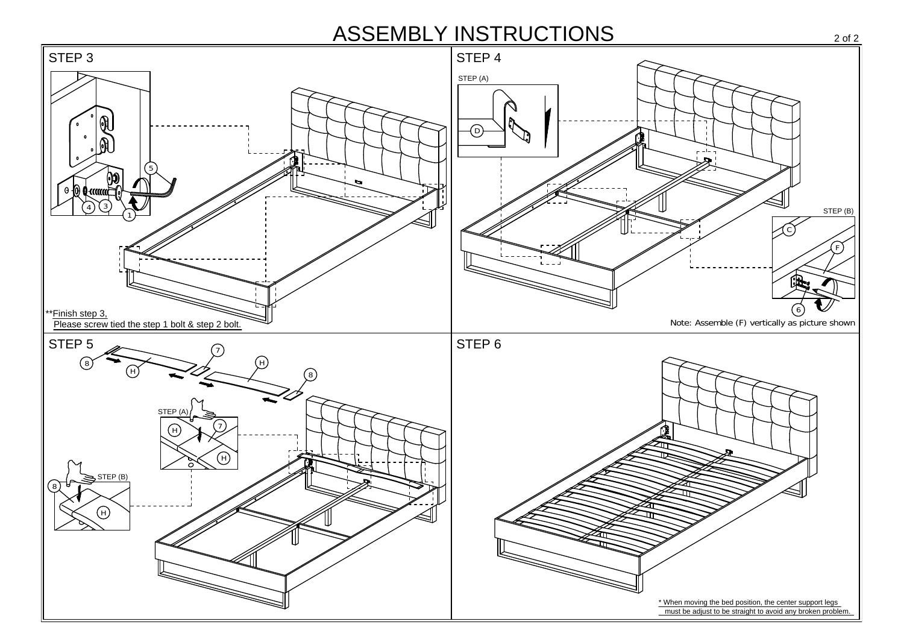# ASSEMBLY INSTRUCTIONS

## STEP 3

5

4 3 1

**Finish step 3,
Please screw tied the step 1 bolt & step 2 bolt.

## STEP 4

STEP (A)

D

STEP (B)

C

F

6

Note: Assemble (F) vertically as picture shown

## STEP 5

8 7 H H 8

STEP (A)

H 7 H

STEP (B)

8 H

## STEP 6

* When moving the bed position, the center support legs must be adjust to be straight to avoid any broken problem.